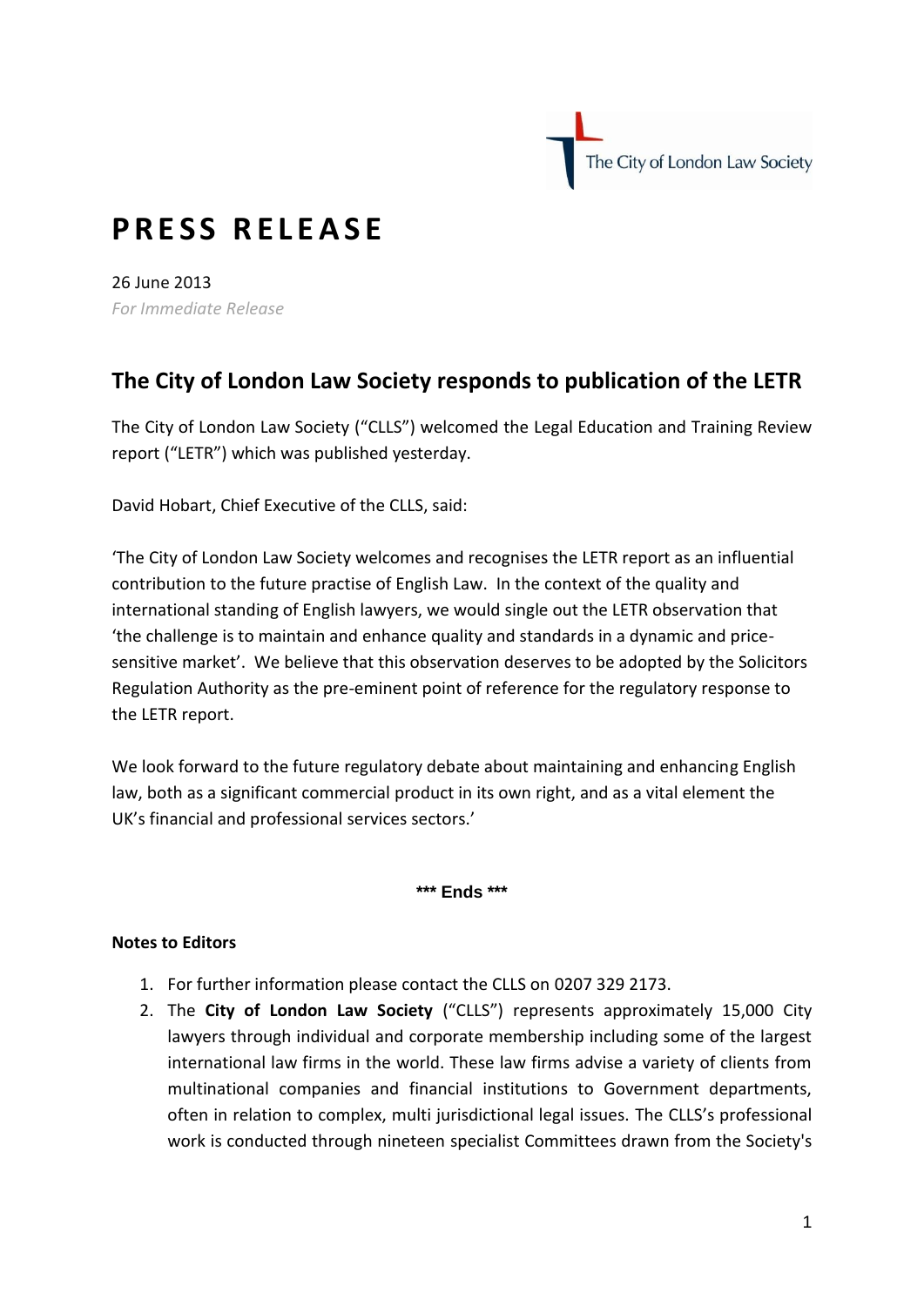The City of London Law Society

# PRESS RELEASE

26 June 2013
*For Immediate Release*

## The City of London Law Society responds to publication of the LETR

The City of London Law Society ("CLLS") welcomed the Legal Education and Training Review report ("LETR") which was published yesterday.

David Hobart, Chief Executive of the CLLS, said:

'The City of London Law Society welcomes and recognises the LETR report as an influential contribution to the future practise of English Law. In the context of the quality and international standing of English lawyers, we would single out the LETR observation that 'the challenge is to maintain and enhance quality and standards in a dynamic and price-sensitive market'. We believe that this observation deserves to be adopted by the Solicitors Regulation Authority as the pre-eminent point of reference for the regulatory response to the LETR report.

We look forward to the future regulatory debate about maintaining and enhancing English law, both as a significant commercial product in its own right, and as a vital element the UK's financial and professional services sectors.'

**\*\*\* Ends \*\*\***

**Notes to Editors**

1. For further information please contact the CLLS on 0207 329 2173.
2. The **City of London Law Society** ("CLLS") represents approximately 15,000 City lawyers through individual and corporate membership including some of the largest international law firms in the world. These law firms advise a variety of clients from multinational companies and financial institutions to Government departments, often in relation to complex, multi jurisdictional legal issues. The CLLS's professional work is conducted through nineteen specialist Committees drawn from the Society's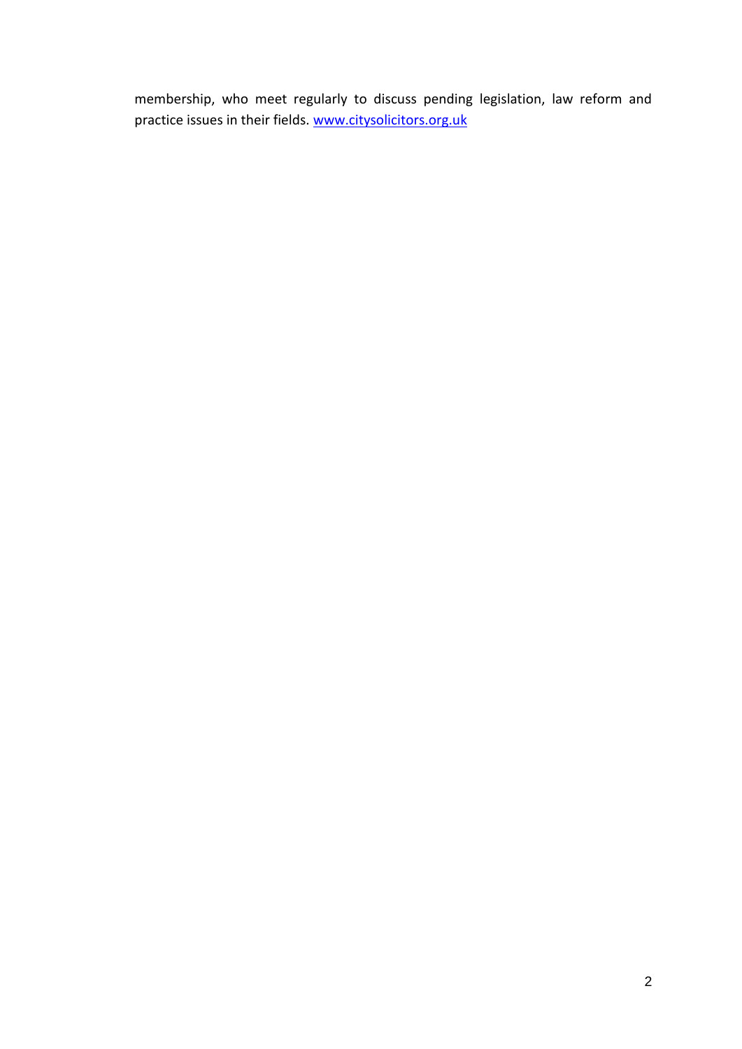membership, who meet regularly to discuss pending legislation, law reform and practice issues in their fields. www.citysolicitors.org.uk